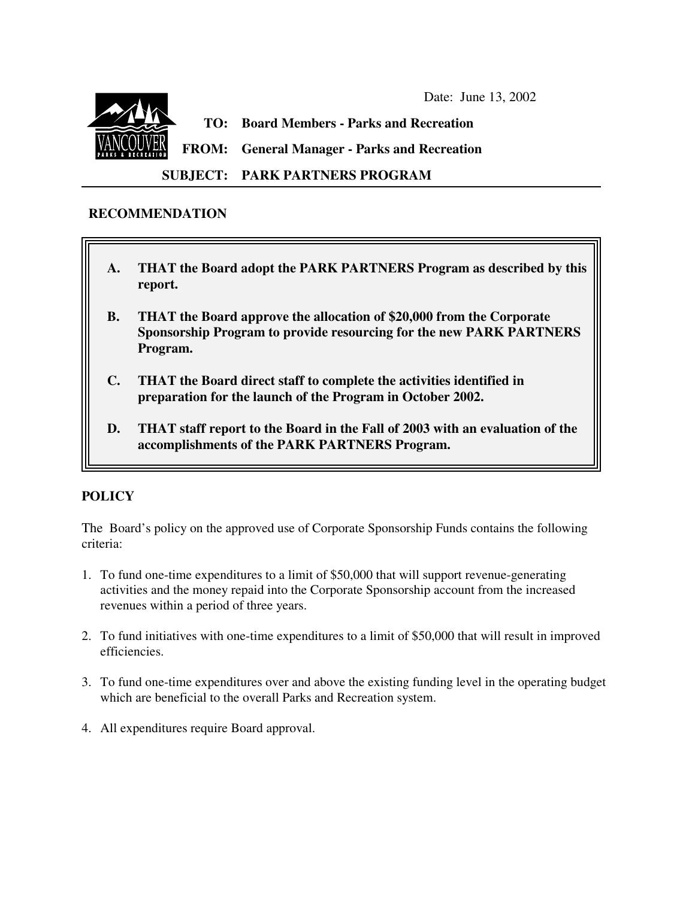Date: June 13, 2002

**TO: Board Members - Parks and Recreation**

**FROM: General Manager - Parks and Recreation**

**SUBJECT: PARK PARTNERS PROGRAM**

## RECOMMENDATION

**A. THAT the Board adopt the PARK PARTNERS Program as described by this report.**

**B. THAT the Board approve the allocation of $20,000 from the Corporate Sponsorship Program to provide resourcing for the new PARK PARTNERS Program.**

**C. THAT the Board direct staff to complete the activities identified in preparation for the launch of the Program in October 2002.**

**D. THAT staff report to the Board in the Fall of 2003 with an evaluation of the accomplishments of the PARK PARTNERS Program.**

## POLICY

The Board's policy on the approved use of Corporate Sponsorship Funds contains the following criteria:

1. To fund one-time expenditures to a limit of $50,000 that will support revenue-generating activities and the money repaid into the Corporate Sponsorship account from the increased revenues within a period of three years.
2. To fund initiatives with one-time expenditures to a limit of $50,000 that will result in improved efficiencies.
3. To fund one-time expenditures over and above the existing funding level in the operating budget which are beneficial to the overall Parks and Recreation system.
4. All expenditures require Board approval.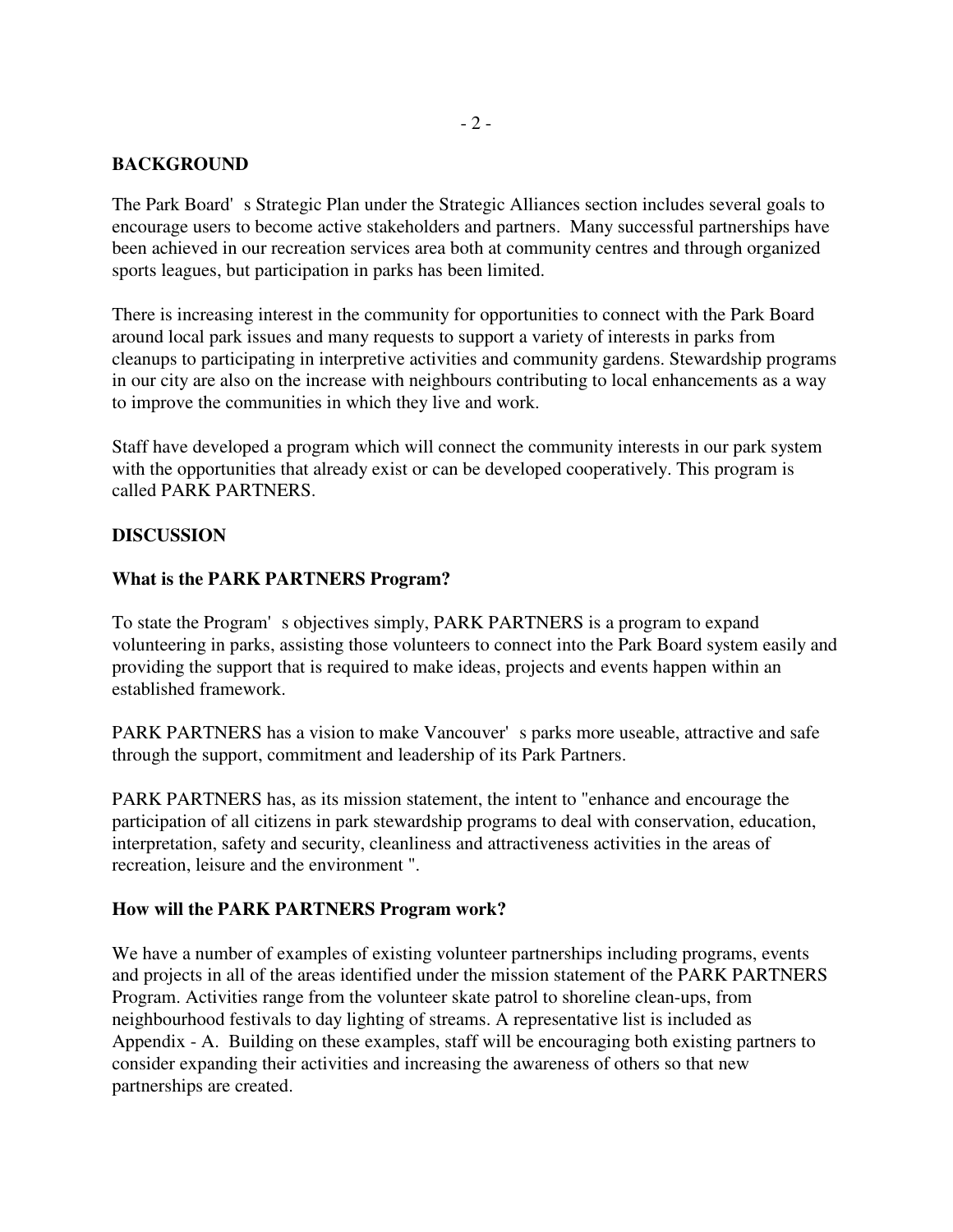## BACKGROUND

The Park Board's Strategic Plan under the Strategic Alliances section includes several goals to encourage users to become active stakeholders and partners. Many successful partnerships have been achieved in our recreation services area both at community centres and through organized sports leagues, but participation in parks has been limited.

There is increasing interest in the community for opportunities to connect with the Park Board around local park issues and many requests to support a variety of interests in parks from cleanups to participating in interpretive activities and community gardens. Stewardship programs in our city are also on the increase with neighbours contributing to local enhancements as a way to improve the communities in which they live and work.

Staff have developed a program which will connect the community interests in our park system with the opportunities that already exist or can be developed cooperatively. This program is called PARK PARTNERS.

## DISCUSSION

### What is the PARK PARTNERS Program?

To state the Program's objectives simply, PARK PARTNERS is a program to expand volunteering in parks, assisting those volunteers to connect into the Park Board system easily and providing the support that is required to make ideas, projects and events happen within an established framework.

PARK PARTNERS has a vision to make Vancouver's parks more useable, attractive and safe through the support, commitment and leadership of its Park Partners.

PARK PARTNERS has, as its mission statement, the intent to "enhance and encourage the participation of all citizens in park stewardship programs to deal with conservation, education, interpretation, safety and security, cleanliness and attractiveness activities in the areas of recreation, leisure and the environment ".

### How will the PARK PARTNERS Program work?

We have a number of examples of existing volunteer partnerships including programs, events and projects in all of the areas identified under the mission statement of the PARK PARTNERS Program. Activities range from the volunteer skate patrol to shoreline clean-ups, from neighbourhood festivals to day lighting of streams. A representative list is included as Appendix - A. Building on these examples, staff will be encouraging both existing partners to consider expanding their activities and increasing the awareness of others so that new partnerships are created.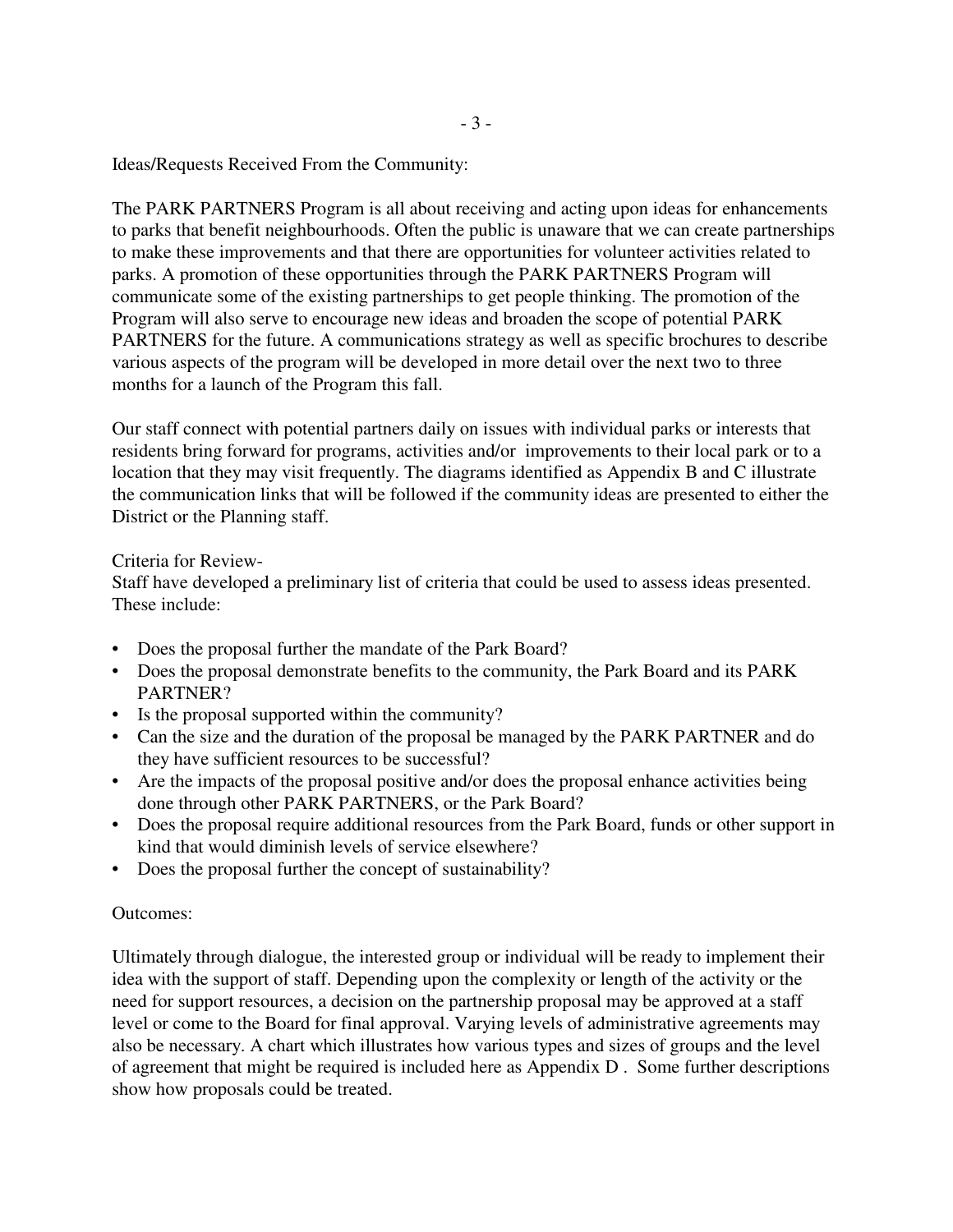Ideas/Requests Received From the Community:

The PARK PARTNERS Program is all about receiving and acting upon ideas for enhancements to parks that benefit neighbourhoods. Often the public is unaware that we can create partnerships to make these improvements and that there are opportunities for volunteer activities related to parks. A promotion of these opportunities through the PARK PARTNERS Program will communicate some of the existing partnerships to get people thinking. The promotion of the Program will also serve to encourage new ideas and broaden the scope of potential PARK PARTNERS for the future. A communications strategy as well as specific brochures to describe various aspects of the program will be developed in more detail over the next two to three months for a launch of the Program this fall.

Our staff connect with potential partners daily on issues with individual parks or interests that residents bring forward for programs, activities and/or improvements to their local park or to a location that they may visit frequently. The diagrams identified as Appendix B and C illustrate the communication links that will be followed if the community ideas are presented to either the District or the Planning staff.

Criteria for Review-
Staff have developed a preliminary list of criteria that could be used to assess ideas presented. These include:

- Does the proposal further the mandate of the Park Board?
- Does the proposal demonstrate benefits to the community, the Park Board and its PARK PARTNER?
- Is the proposal supported within the community?
- Can the size and the duration of the proposal be managed by the PARK PARTNER and do they have sufficient resources to be successful?
- Are the impacts of the proposal positive and/or does the proposal enhance activities being done through other PARK PARTNERS, or the Park Board?
- Does the proposal require additional resources from the Park Board, funds or other support in kind that would diminish levels of service elsewhere?
- Does the proposal further the concept of sustainability?

Outcomes:

Ultimately through dialogue, the interested group or individual will be ready to implement their idea with the support of staff. Depending upon the complexity or length of the activity or the need for support resources, a decision on the partnership proposal may be approved at a staff level or come to the Board for final approval. Varying levels of administrative agreements may also be necessary. A chart which illustrates how various types and sizes of groups and the level of agreement that might be required is included here as Appendix D . Some further descriptions show how proposals could be treated.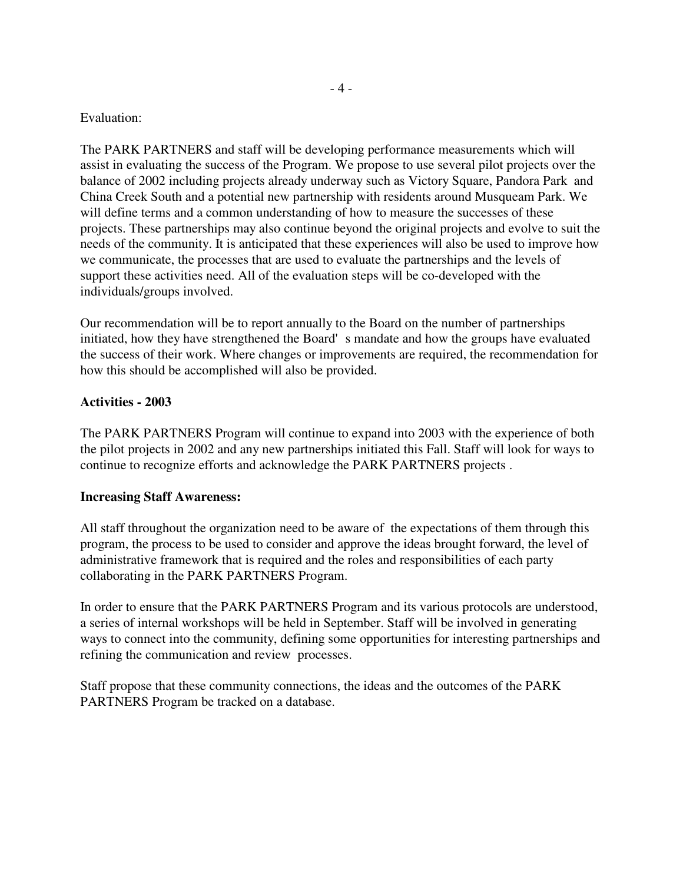Evaluation:

The PARK PARTNERS and staff will be developing performance measurements which will assist in evaluating the success of the Program. We propose to use several pilot projects over the balance of 2002 including projects already underway such as Victory Square, Pandora Park and China Creek South and a potential new partnership with residents around Musqueam Park. We will define terms and a common understanding of how to measure the successes of these projects. These partnerships may also continue beyond the original projects and evolve to suit the needs of the community. It is anticipated that these experiences will also be used to improve how we communicate, the processes that are used to evaluate the partnerships and the levels of support these activities need. All of the evaluation steps will be co-developed with the individuals/groups involved.

Our recommendation will be to report annually to the Board on the number of partnerships initiated, how they have strengthened the Board's mandate and how the groups have evaluated the success of their work. Where changes or improvements are required, the recommendation for how this should be accomplished will also be provided.

**Activities - 2003**

The PARK PARTNERS Program will continue to expand into 2003 with the experience of both the pilot projects in 2002 and any new partnerships initiated this Fall. Staff will look for ways to continue to recognize efforts and acknowledge the PARK PARTNERS projects .

**Increasing Staff Awareness:**

All staff throughout the organization need to be aware of the expectations of them through this program, the process to be used to consider and approve the ideas brought forward, the level of administrative framework that is required and the roles and responsibilities of each party collaborating in the PARK PARTNERS Program.

In order to ensure that the PARK PARTNERS Program and its various protocols are understood, a series of internal workshops will be held in September. Staff will be involved in generating ways to connect into the community, defining some opportunities for interesting partnerships and refining the communication and review processes.

Staff propose that these community connections, the ideas and the outcomes of the PARK PARTNERS Program be tracked on a database.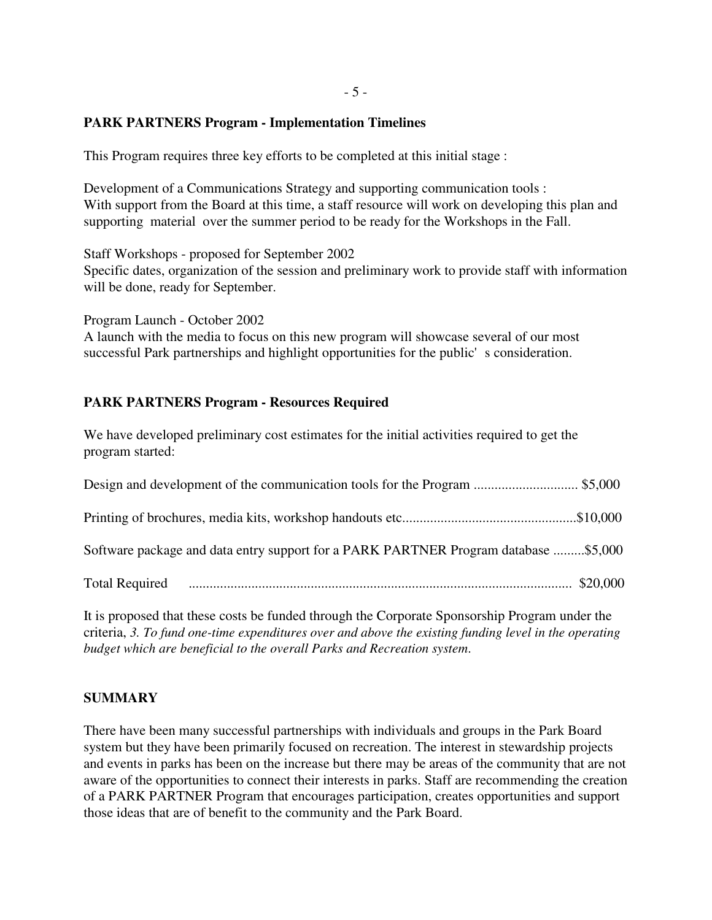**PARK PARTNERS Program - Implementation Timelines**

This Program requires three key efforts to be completed at this initial stage :

Development of a Communications Strategy and supporting communication tools :
With support from the Board at this time, a staff resource will work on developing this plan and supporting material over the summer period to be ready for the Workshops in the Fall.

Staff Workshops - proposed for September 2002
Specific dates, organization of the session and preliminary work to provide staff with information will be done, ready for September.

Program Launch - October 2002
A launch with the media to focus on this new program will showcase several of our most successful Park partnerships and highlight opportunities for the public's consideration.

**PARK PARTNERS Program - Resources Required**

We have developed preliminary cost estimates for the initial activities required to get the program started:

Design and development of the communication tools for the Program .............................. $5,000

Printing of brochures, media kits, workshop handouts etc..................................................$10,000

Software package and data entry support for a PARK PARTNER Program database .........$5,000

Total Required .............................................................................................................. $20,000

It is proposed that these costs be funded through the Corporate Sponsorship Program under the criteria, *3. To fund one-time expenditures over and above the existing funding level in the operating budget which are beneficial to the overall Parks and Recreation system.*

**SUMMARY**

There have been many successful partnerships with individuals and groups in the Park Board system but they have been primarily focused on recreation. The interest in stewardship projects and events in parks has been on the increase but there may be areas of the community that are not aware of the opportunities to connect their interests in parks. Staff are recommending the creation of a PARK PARTNER Program that encourages participation, creates opportunities and support those ideas that are of benefit to the community and the Park Board.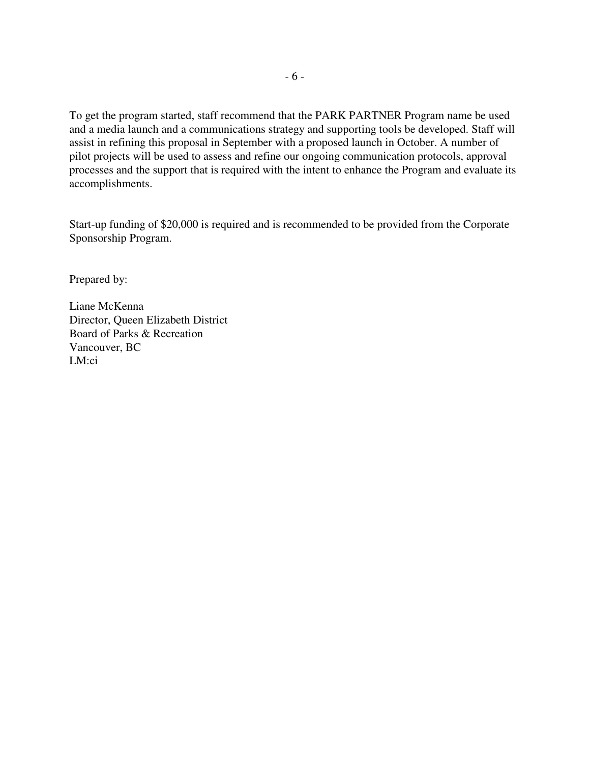To get the program started, staff recommend that the PARK PARTNER Program name be used and a media launch and a communications strategy and supporting tools be developed. Staff will assist in refining this proposal in September with a proposed launch in October. A number of pilot projects will be used to assess and refine our ongoing communication protocols, approval processes and the support that is required with the intent to enhance the Program and evaluate its accomplishments.

Start-up funding of $20,000 is required and is recommended to be provided from the Corporate Sponsorship Program.

Prepared by:

Liane McKenna  
Director, Queen Elizabeth District  
Board of Parks & Recreation  
Vancouver, BC  
LM:ci